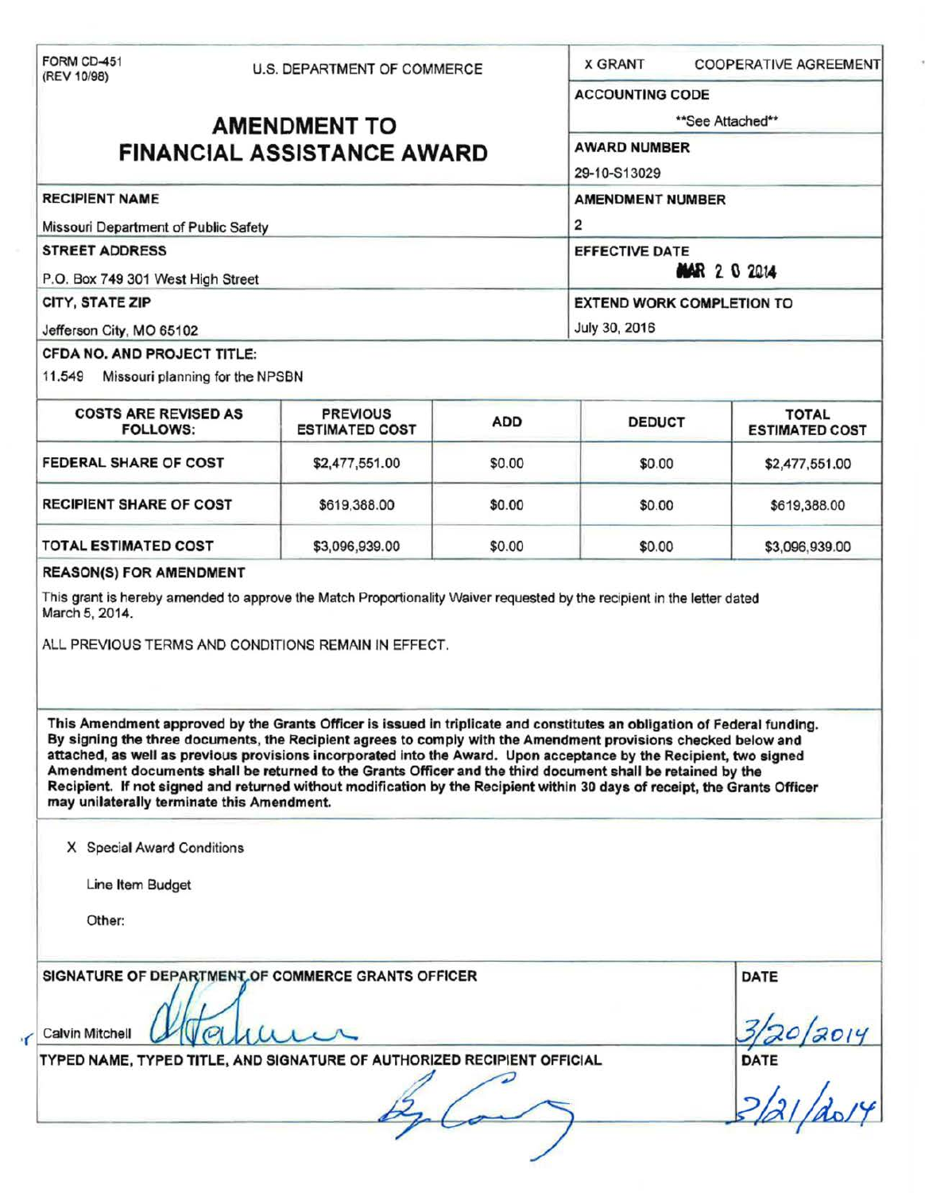FORM CD-451
(REV 10/98)

U.S. DEPARTMENT OF COMMERCE

# AMENDMENT TO FINANCIAL ASSISTANCE AWARD

X GRANT   COOPERATIVE AGREEMENT

**ACCOUNTING CODE**
**See Attached**

**AWARD NUMBER**
29-10-S13029

**RECIPIENT NAME**
Missouri Department of Public Safety

**AMENDMENT NUMBER**
2

**STREET ADDRESS**
P.O. Box 749 301 West High Street

**EFFECTIVE DATE**
MAR 2 0 2014

**CITY, STATE ZIP**
Jefferson City, MO 65102

**EXTEND WORK COMPLETION TO**
July 30, 2016

**CFDA NO. AND PROJECT TITLE:**
11.549 Missouri planning for the NPSBN

| COSTS ARE REVISED AS FOLLOWS: | PREVIOUS ESTIMATED COST | ADD | DEDUCT | TOTAL ESTIMATED COST |
|---|---|---|---|---|
| FEDERAL SHARE OF COST | $2,477,551.00 | $0.00 | $0.00 | $2,477,551.00 |
| RECIPIENT SHARE OF COST | $619,388.00 | $0.00 | $0.00 | $619,388.00 |
| TOTAL ESTIMATED COST | $3,096,939.00 | $0.00 | $0.00 | $3,096,939.00 |

**REASON(S) FOR AMENDMENT**

This grant is hereby amended to approve the Match Proportionality Waiver requested by the recipient in the letter dated March 5, 2014.

ALL PREVIOUS TERMS AND CONDITIONS REMAIN IN EFFECT.

**This Amendment approved by the Grants Officer is issued in triplicate and constitutes an obligation of Federal funding. By signing the three documents, the Recipient agrees to comply with the Amendment provisions checked below and attached, as well as previous provisions incorporated into the Award. Upon acceptance by the Recipient, two signed Amendment documents shall be returned to the Grants Officer and the third document shall be retained by the Recipient. If not signed and returned without modification by the Recipient within 30 days of receipt, the Grants Officer may unilaterally terminate this Amendment.**

X Special Award Conditions

Line Item Budget

Other:

**SIGNATURE OF DEPARTMENT OF COMMERCE GRANTS OFFICER**

Calvin Mitchell

**DATE**
3/20/2014

**TYPED NAME, TYPED TITLE, AND SIGNATURE OF AUTHORIZED RECIPIENT OFFICIAL**

**DATE**
3/21/2014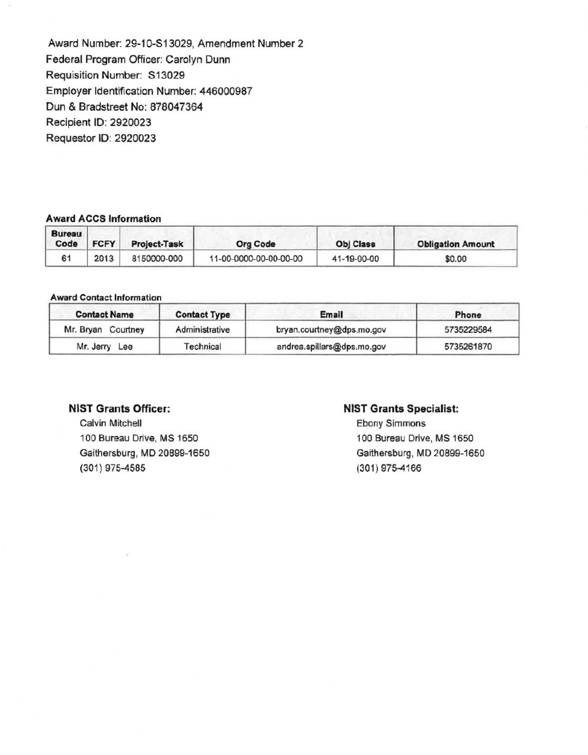Award Number: 29-10-S13029, Amendment Number 2
Federal Program Officer: Carolyn Dunn
Requisition Number: S13029
Employer Identification Number: 446000987
Dun & Bradstreet No: 878047364
Recipient ID: 2920023
Requestor ID: 2920023

**Award ACCS Information**

| Bureau Code | FCFY | Project-Task | Org Code | Obj Class | Obligation Amount |
|---|---|---|---|---|---|
| 61 | 2013 | 8150000-000 | 11-00-0000-00-00-00-00 | 41-19-00-00 | $0.00 |

**Award Contact Information**

| Contact Name | Contact Type | Email | Phone |
|---|---|---|---|
| Mr. Bryan Courtney | Administrative | bryan.courtney@dps.mo.gov | 5735229584 |
| Mr. Jerry Lee | Technical | andrea.spillars@dps.mo.gov | 5735261870 |

### NIST Grants Officer:

Calvin Mitchell
100 Bureau Drive, MS 1650
Gaithersburg, MD 20899-1650
(301) 975-4585

### NIST Grants Specialist:

Ebony Simmons
100 Bureau Drive, MS 1650
Gaithersburg, MD 20899-1650
(301) 975-4166